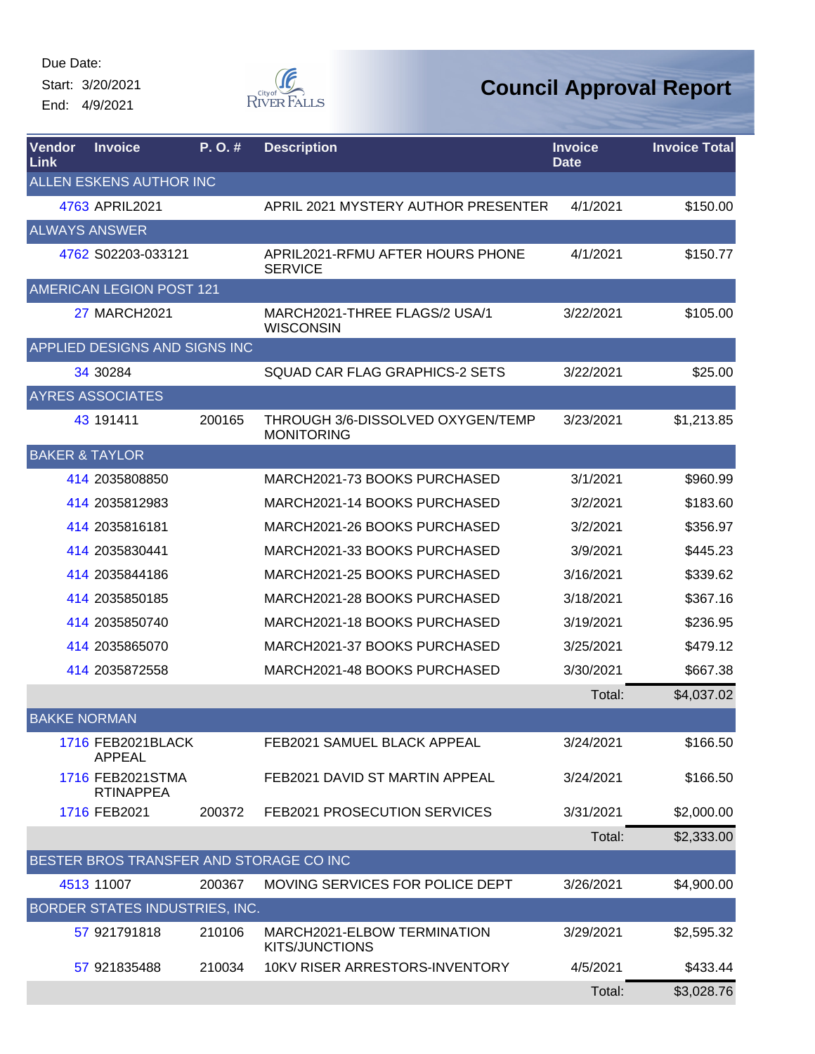Due Date:
Start: 3/20/2021
End: 4/9/2021

City of River Falls

# Council Approval Report

| Vendor Link | Invoice | P. O. # | Description | Invoice Date | Invoice Total |
|---|---|---|---|---|---|
| ALLEN ESKENS AUTHOR INC | | | | | |
| 4763 | APRIL2021 | | APRIL 2021 MYSTERY AUTHOR PRESENTER | 4/1/2021 | $150.00 |
| ALWAYS ANSWER | | | | | |
| 4762 | S02203-033121 | | APRIL2021-RFMU AFTER HOURS PHONE SERVICE | 4/1/2021 | $150.77 |
| AMERICAN LEGION POST 121 | | | | | |
| 27 | MARCH2021 | | MARCH2021-THREE FLAGS/2 USA/1 WISCONSIN | 3/22/2021 | $105.00 |
| APPLIED DESIGNS AND SIGNS INC | | | | | |
| 34 | 30284 | | SQUAD CAR FLAG GRAPHICS-2 SETS | 3/22/2021 | $25.00 |
| AYRES ASSOCIATES | | | | | |
| 43 | 191411 | 200165 | THROUGH 3/6-DISSOLVED OXYGEN/TEMP MONITORING | 3/23/2021 | $1,213.85 |
| BAKER & TAYLOR | | | | | |
| 414 | 2035808850 | | MARCH2021-73 BOOKS PURCHASED | 3/1/2021 | $960.99 |
| 414 | 2035812983 | | MARCH2021-14 BOOKS PURCHASED | 3/2/2021 | $183.60 |
| 414 | 2035816181 | | MARCH2021-26 BOOKS PURCHASED | 3/2/2021 | $356.97 |
| 414 | 2035830441 | | MARCH2021-33 BOOKS PURCHASED | 3/9/2021 | $445.23 |
| 414 | 2035844186 | | MARCH2021-25 BOOKS PURCHASED | 3/16/2021 | $339.62 |
| 414 | 2035850185 | | MARCH2021-28 BOOKS PURCHASED | 3/18/2021 | $367.16 |
| 414 | 2035850740 | | MARCH2021-18 BOOKS PURCHASED | 3/19/2021 | $236.95 |
| 414 | 2035865070 | | MARCH2021-37 BOOKS PURCHASED | 3/25/2021 | $479.12 |
| 414 | 2035872558 | | MARCH2021-48 BOOKS PURCHASED | 3/30/2021 | $667.38 |
| | | | | Total: | $4,037.02 |
| BAKKE NORMAN | | | | | |
| 1716 | FEB2021BLACK APPEAL | | FEB2021 SAMUEL BLACK APPEAL | 3/24/2021 | $166.50 |
| 1716 | FEB2021STMA RTINAPPEA | | FEB2021 DAVID ST MARTIN APPEAL | 3/24/2021 | $166.50 |
| 1716 | FEB2021 | 200372 | FEB2021 PROSECUTION SERVICES | 3/31/2021 | $2,000.00 |
| | | | | Total: | $2,333.00 |
| BESTER BROS TRANSFER AND STORAGE CO INC | | | | | |
| 4513 | 11007 | 200367 | MOVING SERVICES FOR POLICE DEPT | 3/26/2021 | $4,900.00 |
| BORDER STATES INDUSTRIES, INC. | | | | | |
| 57 | 921791818 | 210106 | MARCH2021-ELBOW TERMINATION KITS/JUNCTIONS | 3/29/2021 | $2,595.32 |
| 57 | 921835488 | 210034 | 10KV RISER ARRESTORS-INVENTORY | 4/5/2021 | $433.44 |
| | | | | Total: | $3,028.76 |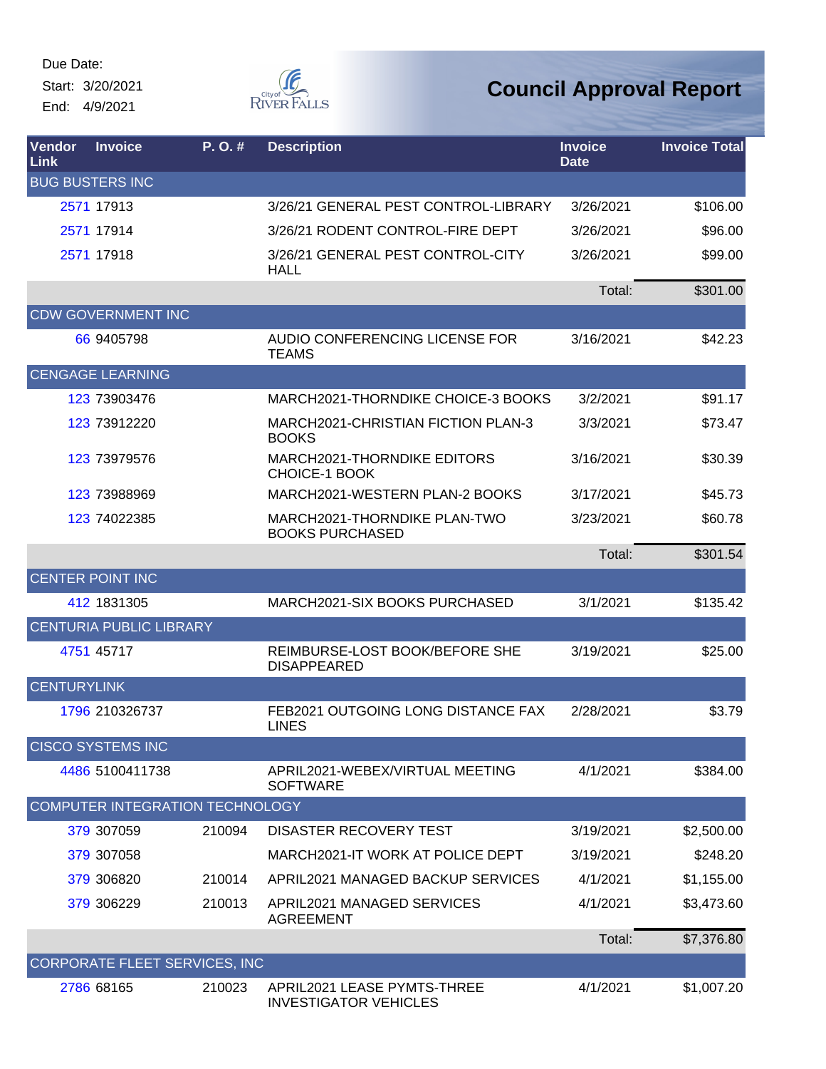Due Date:
Start: 3/20/2021
End: 4/9/2021

# Council Approval Report

| Vendor Link | Invoice | P. O. # | Description | Invoice Date | Invoice Total |
|---|---|---|---|---|---|
| BUG BUSTERS INC | | | | | |
| 2571 | 17913 | | 3/26/21 GENERAL PEST CONTROL-LIBRARY | 3/26/2021 | $106.00 |
| 2571 | 17914 | | 3/26/21 RODENT CONTROL-FIRE DEPT | 3/26/2021 | $96.00 |
| 2571 | 17918 | | 3/26/21 GENERAL PEST CONTROL-CITY HALL | 3/26/2021 | $99.00 |
| | | | | Total: | $301.00 |
| CDW GOVERNMENT INC | | | | | |
| 66 | 9405798 | | AUDIO CONFERENCING LICENSE FOR TEAMS | 3/16/2021 | $42.23 |
| CENGAGE LEARNING | | | | | |
| 123 | 73903476 | | MARCH2021-THORNDIKE CHOICE-3 BOOKS | 3/2/2021 | $91.17 |
| 123 | 73912220 | | MARCH2021-CHRISTIAN FICTION PLAN-3 BOOKS | 3/3/2021 | $73.47 |
| 123 | 73979576 | | MARCH2021-THORNDIKE EDITORS CHOICE-1 BOOK | 3/16/2021 | $30.39 |
| 123 | 73988969 | | MARCH2021-WESTERN PLAN-2 BOOKS | 3/17/2021 | $45.73 |
| 123 | 74022385 | | MARCH2021-THORNDIKE PLAN-TWO BOOKS PURCHASED | 3/23/2021 | $60.78 |
| | | | | Total: | $301.54 |
| CENTER POINT INC | | | | | |
| 412 | 1831305 | | MARCH2021-SIX BOOKS PURCHASED | 3/1/2021 | $135.42 |
| CENTURIA PUBLIC LIBRARY | | | | | |
| 4751 | 45717 | | REIMBURSE-LOST BOOK/BEFORE SHE DISAPPEARED | 3/19/2021 | $25.00 |
| CENTURYLINK | | | | | |
| 1796 | 210326737 | | FEB2021 OUTGOING LONG DISTANCE FAX LINES | 2/28/2021 | $3.79 |
| CISCO SYSTEMS INC | | | | | |
| 4486 | 5100411738 | | APRIL2021-WEBEX/VIRTUAL MEETING SOFTWARE | 4/1/2021 | $384.00 |
| COMPUTER INTEGRATION TECHNOLOGY | | | | | |
| 379 | 307059 | 210094 | DISASTER RECOVERY TEST | 3/19/2021 | $2,500.00 |
| 379 | 307058 | | MARCH2021-IT WORK AT POLICE DEPT | 3/19/2021 | $248.20 |
| 379 | 306820 | 210014 | APRIL2021 MANAGED BACKUP SERVICES | 4/1/2021 | $1,155.00 |
| 379 | 306229 | 210013 | APRIL2021 MANAGED SERVICES AGREEMENT | 4/1/2021 | $3,473.60 |
| | | | | Total: | $7,376.80 |
| CORPORATE FLEET SERVICES, INC | | | | | |
| 2786 | 68165 | 210023 | APRIL2021 LEASE PYMTS-THREE INVESTIGATOR VEHICLES | 4/1/2021 | $1,007.20 |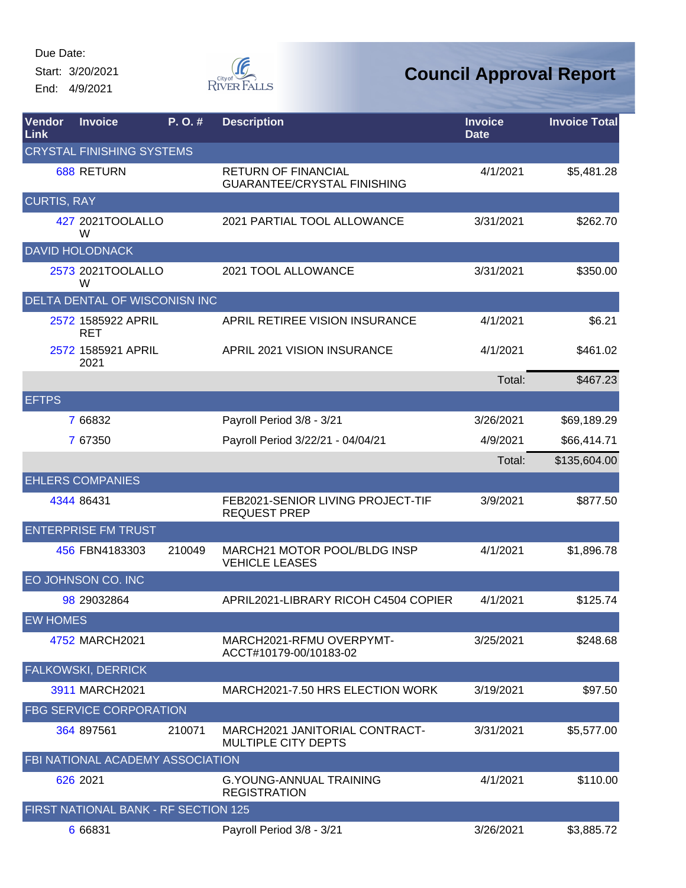Due Date:

Start: 3/20/2021

End: 4/9/2021

# Council Approval Report

| Vendor Link | Invoice | P. O. # | Description | Invoice Date | Invoice Total |
|---|---|---|---|---|---|
| CRYSTAL FINISHING SYSTEMS | | | | | |
| 688 | RETURN | | RETURN OF FINANCIAL GUARANTEE/CRYSTAL FINISHING | 4/1/2021 | $5,481.28 |
| CURTIS, RAY | | | | | |
| 427 | 2021TOOLALLOW | | 2021 PARTIAL TOOL ALLOWANCE | 3/31/2021 | $262.70 |
| DAVID HOLODNACK | | | | | |
| 2573 | 2021TOOLALLOW | | 2021 TOOL ALLOWANCE | 3/31/2021 | $350.00 |
| DELTA DENTAL OF WICONISN INC | | | | | |
| 2572 | 1585922 APRIL RET | | APRIL RETIREE VISION INSURANCE | 4/1/2021 | $6.21 |
| 2572 | 1585921 APRIL 2021 | | APRIL 2021 VISION INSURANCE | 4/1/2021 | $461.02 |
| | | | | Total: | $467.23 |
| EFTPS | | | | | |
| 7 | 66832 | | Payroll Period 3/8 - 3/21 | 3/26/2021 | $69,189.29 |
| 7 | 67350 | | Payroll Period 3/22/21 - 04/04/21 | 4/9/2021 | $66,414.71 |
| | | | | Total: | $135,604.00 |
| EHLERS COMPANIES | | | | | |
| 4344 | 86431 | | FEB2021-SENIOR LIVING PROJECT-TIF REQUEST PREP | 3/9/2021 | $877.50 |
| ENTERPRISE FM TRUST | | | | | |
| 456 | FBN4183303 | 210049 | MARCH21 MOTOR POOL/BLDG INSP VEHICLE LEASES | 4/1/2021 | $1,896.78 |
| EO JOHNSON CO. INC | | | | | |
| 98 | 29032864 | | APRIL2021-LIBRARY RICOH C4504 COPIER | 4/1/2021 | $125.74 |
| EW HOMES | | | | | |
| 4752 | MARCH2021 | | MARCH2021-RFMU OVERPYMT-ACCT#10179-00/10183-02 | 3/25/2021 | $248.68 |
| FALKOWSKI, DERRICK | | | | | |
| 3911 | MARCH2021 | | MARCH2021-7.50 HRS ELECTION WORK | 3/19/2021 | $97.50 |
| FBG SERVICE CORPORATION | | | | | |
| 364 | 897561 | 210071 | MARCH2021 JANITORIAL CONTRACT-MULTIPLE CITY DEPTS | 3/31/2021 | $5,577.00 |
| FBI NATIONAL ACADEMY ASSOCIATION | | | | | |
| 626 | 2021 | | G.YOUNG-ANNUAL TRAINING REGISTRATION | 4/1/2021 | $110.00 |
| FIRST NATIONAL BANK - RF SECTION 125 | | | | | |
| 6 | 66831 | | Payroll Period 3/8 - 3/21 | 3/26/2021 | $3,885.72 |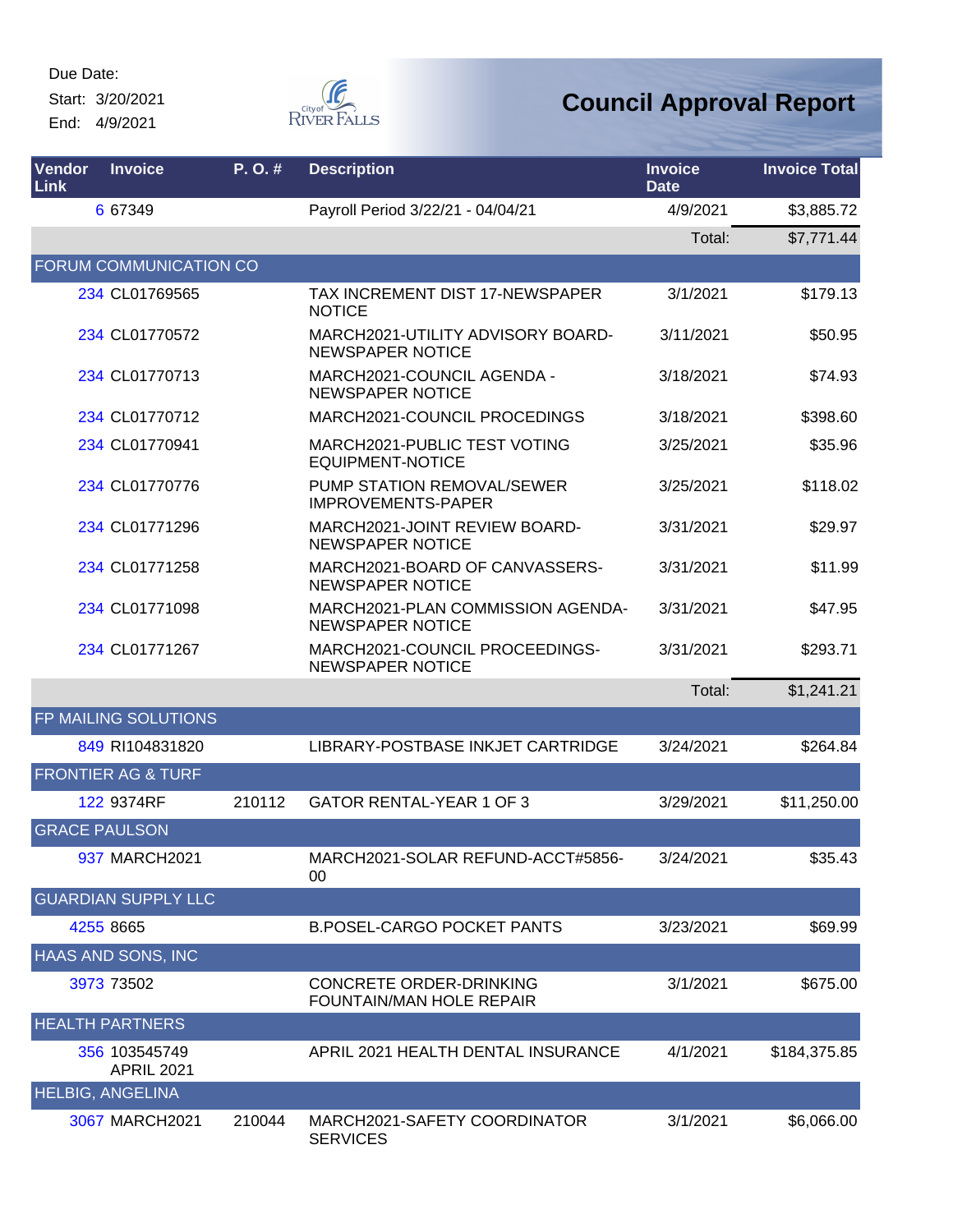Due Date:
Start: 3/20/2021
End: 4/9/2021

City of River Falls

# Council Approval Report

| Vendor Link | Invoice | P. O. # | Description | Invoice Date | Invoice Total |
|---|---|---|---|---|---|
| 6 | 67349 | | Payroll Period 3/22/21 - 04/04/21 | 4/9/2021 | $3,885.72 |
| | | | | Total: | $7,771.44 |
| FORUM COMMUNICATION CO | | | | | |
| 234 | CL01769565 | | TAX INCREMENT DIST 17-NEWSPAPER NOTICE | 3/1/2021 | $179.13 |
| 234 | CL01770572 | | MARCH2021-UTILITY ADVISORY BOARD-NEWSPAPER NOTICE | 3/11/2021 | $50.95 |
| 234 | CL01770713 | | MARCH2021-COUNCIL AGENDA - NEWSPAPER NOTICE | 3/18/2021 | $74.93 |
| 234 | CL01770712 | | MARCH2021-COUNCIL PROCEDINGS | 3/18/2021 | $398.60 |
| 234 | CL01770941 | | MARCH2021-PUBLIC TEST VOTING EQUIPMENT-NOTICE | 3/25/2021 | $35.96 |
| 234 | CL01770776 | | PUMP STATION REMOVAL/SEWER IMPROVEMENTS-PAPER | 3/25/2021 | $118.02 |
| 234 | CL01771296 | | MARCH2021-JOINT REVIEW BOARD-NEWSPAPER NOTICE | 3/31/2021 | $29.97 |
| 234 | CL01771258 | | MARCH2021-BOARD OF CANVASSERS-NEWSPAPER NOTICE | 3/31/2021 | $11.99 |
| 234 | CL01771098 | | MARCH2021-PLAN COMMISSION AGENDA-NEWSPAPER NOTICE | 3/31/2021 | $47.95 |
| 234 | CL01771267 | | MARCH2021-COUNCIL PROCEEDINGS-NEWSPAPER NOTICE | 3/31/2021 | $293.71 |
| | | | | Total: | $1,241.21 |
| FP MAILING SOLUTIONS | | | | | |
| 849 | RI104831820 | | LIBRARY-POSTBASE INKJET CARTRIDGE | 3/24/2021 | $264.84 |
| FRONTIER AG & TURF | | | | | |
| 122 | 9374RF | 210112 | GATOR RENTAL-YEAR 1 OF 3 | 3/29/2021 | $11,250.00 |
| GRACE PAULSON | | | | | |
| 937 | MARCH2021 | | MARCH2021-SOLAR REFUND-ACCT#5856-00 | 3/24/2021 | $35.43 |
| GUARDIAN SUPPLY LLC | | | | | |
| 4255 | 8665 | | B.POSEL-CARGO POCKET PANTS | 3/23/2021 | $69.99 |
| HAAS AND SONS, INC | | | | | |
| 3973 | 73502 | | CONCRETE ORDER-DRINKING FOUNTAIN/MAN HOLE REPAIR | 3/1/2021 | $675.00 |
| HEALTH PARTNERS | | | | | |
| 356 | 103545749 APRIL 2021 | | APRIL 2021 HEALTH DENTAL INSURANCE | 4/1/2021 | $184,375.85 |
| HELBIG, ANGELINA | | | | | |
| 3067 | MARCH2021 | 210044 | MARCH2021-SAFETY COORDINATOR SERVICES | 3/1/2021 | $6,066.00 |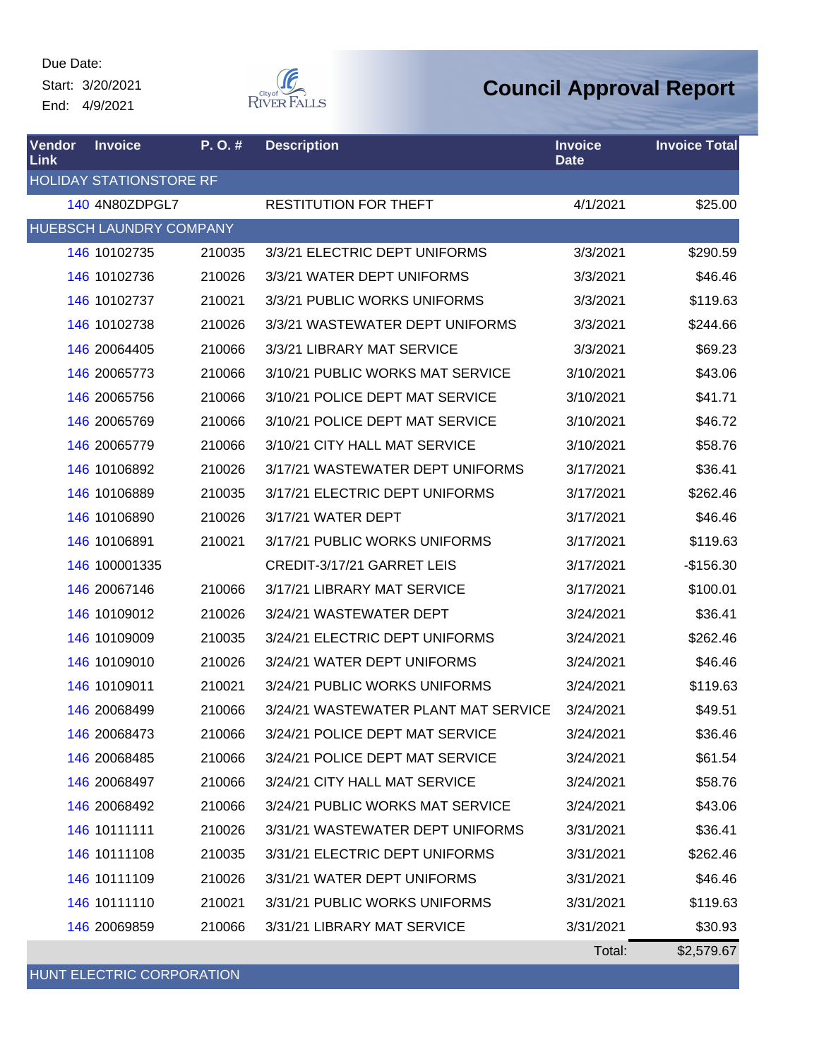Due Date:
Start: 3/20/2021
End: 4/9/2021

# Council Approval Report

| Vendor Link | Invoice | P. O. # | Description | Invoice Date | Invoice Total |
|---|---|---|---|---|---|
| HOLIDAY STATIONSTORE RF | | | | | |
| 140 | 4N80ZDPGL7 | | RESTITUTION FOR THEFT | 4/1/2021 | $25.00 |
| HUEBSCH LAUNDRY COMPANY | | | | | |
| 146 | 10102735 | 210035 | 3/3/21 ELECTRIC DEPT UNIFORMS | 3/3/2021 | $290.59 |
| 146 | 10102736 | 210026 | 3/3/21 WATER DEPT UNIFORMS | 3/3/2021 | $46.46 |
| 146 | 10102737 | 210021 | 3/3/21 PUBLIC WORKS UNIFORMS | 3/3/2021 | $119.63 |
| 146 | 10102738 | 210026 | 3/3/21 WASTEWATER DEPT UNIFORMS | 3/3/2021 | $244.66 |
| 146 | 20064405 | 210066 | 3/3/21 LIBRARY MAT SERVICE | 3/3/2021 | $69.23 |
| 146 | 20065773 | 210066 | 3/10/21 PUBLIC WORKS MAT SERVICE | 3/10/2021 | $43.06 |
| 146 | 20065756 | 210066 | 3/10/21 POLICE DEPT MAT SERVICE | 3/10/2021 | $41.71 |
| 146 | 20065769 | 210066 | 3/10/21 POLICE DEPT MAT SERVICE | 3/10/2021 | $46.72 |
| 146 | 20065779 | 210066 | 3/10/21 CITY HALL MAT SERVICE | 3/10/2021 | $58.76 |
| 146 | 10106892 | 210026 | 3/17/21 WASTEWATER DEPT UNIFORMS | 3/17/2021 | $36.41 |
| 146 | 10106889 | 210035 | 3/17/21 ELECTRIC DEPT UNIFORMS | 3/17/2021 | $262.46 |
| 146 | 10106890 | 210026 | 3/17/21 WATER DEPT | 3/17/2021 | $46.46 |
| 146 | 10106891 | 210021 | 3/17/21 PUBLIC WORKS UNIFORMS | 3/17/2021 | $119.63 |
| 146 | 100001335 | | CREDIT-3/17/21 GARRET LEIS | 3/17/2021 | -$156.30 |
| 146 | 20067146 | 210066 | 3/17/21 LIBRARY MAT SERVICE | 3/17/2021 | $100.01 |
| 146 | 10109012 | 210026 | 3/24/21 WASTEWATER DEPT | 3/24/2021 | $36.41 |
| 146 | 10109009 | 210035 | 3/24/21 ELECTRIC DEPT UNIFORMS | 3/24/2021 | $262.46 |
| 146 | 10109010 | 210026 | 3/24/21 WATER DEPT UNIFORMS | 3/24/2021 | $46.46 |
| 146 | 10109011 | 210021 | 3/24/21 PUBLIC WORKS UNIFORMS | 3/24/2021 | $119.63 |
| 146 | 20068499 | 210066 | 3/24/21 WASTEWATER PLANT MAT SERVICE | 3/24/2021 | $49.51 |
| 146 | 20068473 | 210066 | 3/24/21 POLICE DEPT MAT SERVICE | 3/24/2021 | $36.46 |
| 146 | 20068485 | 210066 | 3/24/21 POLICE DEPT MAT SERVICE | 3/24/2021 | $61.54 |
| 146 | 20068497 | 210066 | 3/24/21 CITY HALL MAT SERVICE | 3/24/2021 | $58.76 |
| 146 | 20068492 | 210066 | 3/24/21 PUBLIC WORKS MAT SERVICE | 3/24/2021 | $43.06 |
| 146 | 10111111 | 210026 | 3/31/21 WASTEWATER DEPT UNIFORMS | 3/31/2021 | $36.41 |
| 146 | 10111108 | 210035 | 3/31/21 ELECTRIC DEPT UNIFORMS | 3/31/2021 | $262.46 |
| 146 | 10111109 | 210026 | 3/31/21 WATER DEPT UNIFORMS | 3/31/2021 | $46.46 |
| 146 | 10111110 | 210021 | 3/31/21 PUBLIC WORKS UNIFORMS | 3/31/2021 | $119.63 |
| 146 | 20069859 | 210066 | 3/31/21 LIBRARY MAT SERVICE | 3/31/2021 | $30.93 |
| | | | | Total: | $2,579.67 |
| HUNT ELECTRIC CORPORATION | | | | | |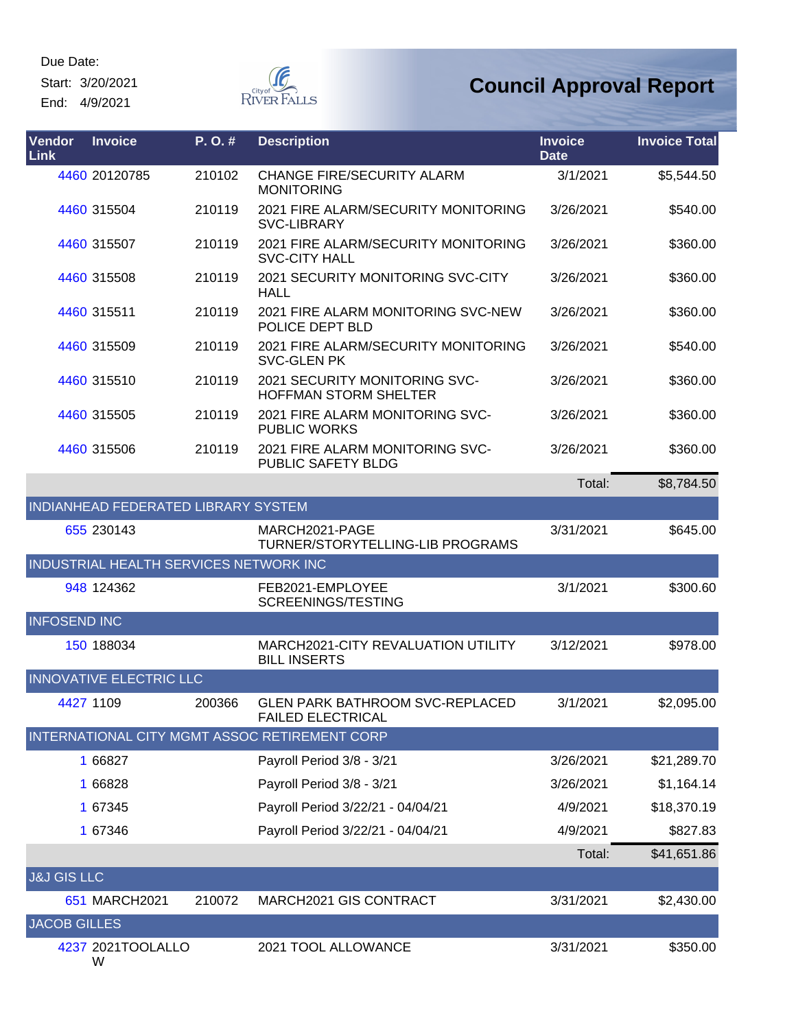Due Date:
Start: 3/20/2021
End: 4/9/2021

# Council Approval Report

| Vendor Link | Invoice | P. O. # | Description | Invoice Date | Invoice Total |
|---|---|---|---|---|---|
| 4460 | 20120785 | 210102 | CHANGE FIRE/SECURITY ALARM MONITORING | 3/1/2021 | $5,544.50 |
| 4460 | 315504 | 210119 | 2021 FIRE ALARM/SECURITY MONITORING SVC-LIBRARY | 3/26/2021 | $540.00 |
| 4460 | 315507 | 210119 | 2021 FIRE ALARM/SECURITY MONITORING SVC-CITY HALL | 3/26/2021 | $360.00 |
| 4460 | 315508 | 210119 | 2021 SECURITY MONITORING SVC-CITY HALL | 3/26/2021 | $360.00 |
| 4460 | 315511 | 210119 | 2021 FIRE ALARM MONITORING SVC-NEW POLICE DEPT BLD | 3/26/2021 | $360.00 |
| 4460 | 315509 | 210119 | 2021 FIRE ALARM/SECURITY MONITORING SVC-GLEN PK | 3/26/2021 | $540.00 |
| 4460 | 315510 | 210119 | 2021 SECURITY MONITORING SVC-HOFFMAN STORM SHELTER | 3/26/2021 | $360.00 |
| 4460 | 315505 | 210119 | 2021 FIRE ALARM MONITORING SVC-PUBLIC WORKS | 3/26/2021 | $360.00 |
| 4460 | 315506 | 210119 | 2021 FIRE ALARM MONITORING SVC-PUBLIC SAFETY BLDG | 3/26/2021 | $360.00 |
| | | | | Total: | $8,784.50 |
| INDIANHEAD FEDERATED LIBRARY SYSTEM | | | | | |
| 655 | 230143 | | MARCH2021-PAGE TURNER/STORYTELLING-LIB PROGRAMS | 3/31/2021 | $645.00 |
| INDUSTRIAL HEALTH SERVICES NETWORK INC | | | | | |
| 948 | 124362 | | FEB2021-EMPLOYEE SCREENINGS/TESTING | 3/1/2021 | $300.60 |
| INFOSEND INC | | | | | |
| 150 | 188034 | | MARCH2021-CITY REVALUATION UTILITY BILL INSERTS | 3/12/2021 | $978.00 |
| INNOVATIVE ELECTRIC LLC | | | | | |
| 4427 | 1109 | 200366 | GLEN PARK BATHROOM SVC-REPLACED FAILED ELECTRICAL | 3/1/2021 | $2,095.00 |
| INTERNATIONAL CITY MGMT ASSOC RETIREMENT CORP | | | | | |
| 1 | 66827 | | Payroll Period 3/8 - 3/21 | 3/26/2021 | $21,289.70 |
| 1 | 66828 | | Payroll Period 3/8 - 3/21 | 3/26/2021 | $1,164.14 |
| 1 | 67345 | | Payroll Period 3/22/21 - 04/04/21 | 4/9/2021 | $18,370.19 |
| 1 | 67346 | | Payroll Period 3/22/21 - 04/04/21 | 4/9/2021 | $827.83 |
| | | | | Total: | $41,651.86 |
| J&J GIS LLC | | | | | |
| 651 | MARCH2021 | 210072 | MARCH2021 GIS CONTRACT | 3/31/2021 | $2,430.00 |
| JACOB GILLES | | | | | |
| 4237 | 2021TOOLALLOW | | 2021 TOOL ALLOWANCE | 3/31/2021 | $350.00 |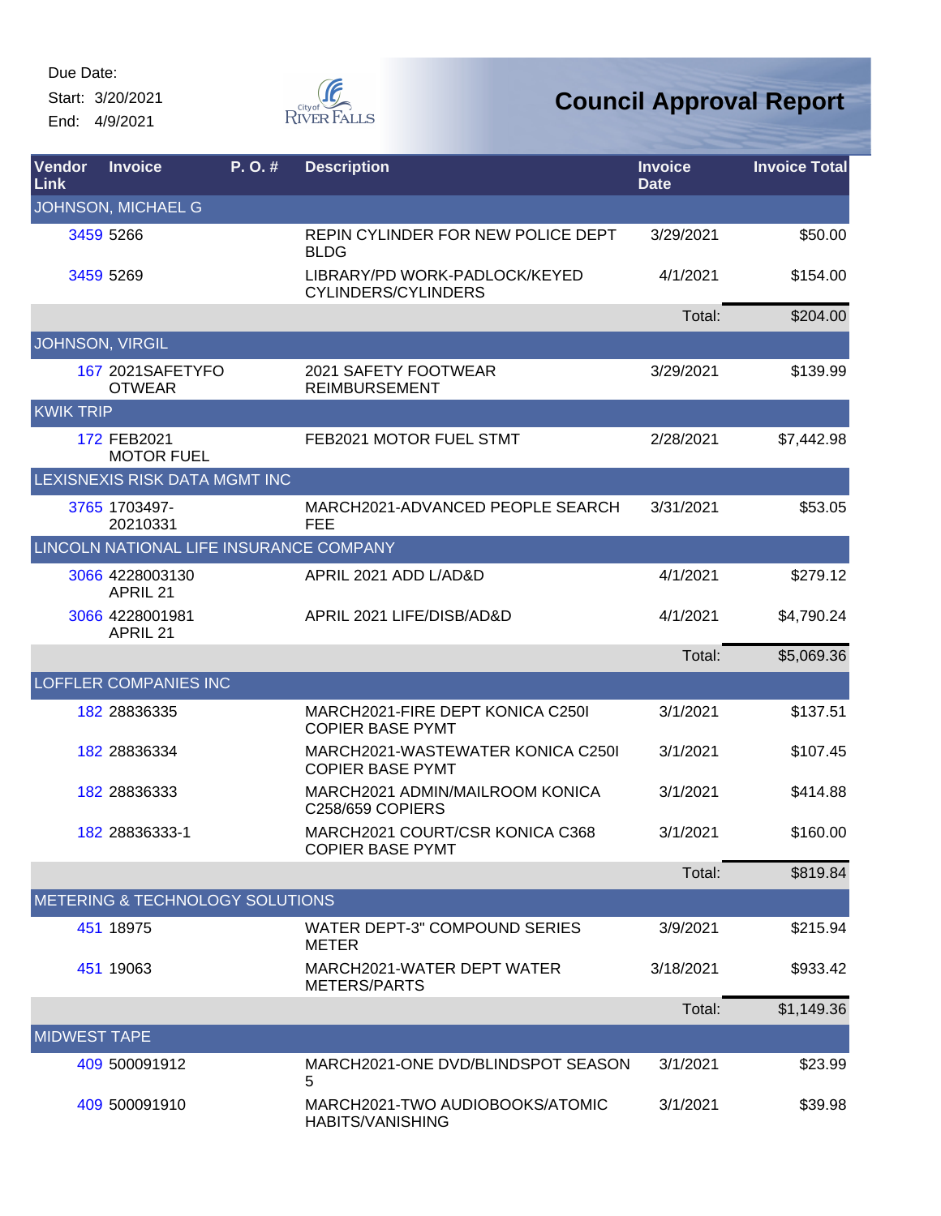Due Date:
Start: 3/20/2021
End: 4/9/2021

# Council Approval Report

| Vendor Link | Invoice | P. O. # | Description | Invoice Date | Invoice Total |
|---|---|---|---|---|---|
| JOHNSON, MICHAEL G | | | | | |
| 3459 | 5266 | | REPIN CYLINDER FOR NEW POLICE DEPT BLDG | 3/29/2021 | $50.00 |
| 3459 | 5269 | | LIBRARY/PD WORK-PADLOCK/KEYED CYLINDERS/CYLINDERS | 4/1/2021 | $154.00 |
| | | | | Total: | $204.00 |
| JOHNSON, VIRGIL | | | | | |
| 167 | 2021SAFETYFOOTWEAR | | 2021 SAFETY FOOTWEAR REIMBURSEMENT | 3/29/2021 | $139.99 |
| KWIK TRIP | | | | | |
| 172 | FEB2021 MOTOR FUEL | | FEB2021 MOTOR FUEL STMT | 2/28/2021 | $7,442.98 |
| LEXISNEXIS RISK DATA MGMT INC | | | | | |
| 3765 | 1703497-20210331 | | MARCH2021-ADVANCED PEOPLE SEARCH FEE | 3/31/2021 | $53.05 |
| LINCOLN NATIONAL LIFE INSURANCE COMPANY | | | | | |
| 3066 | 4228003130 APRIL 21 | | APRIL 2021 ADD L/AD&D | 4/1/2021 | $279.12 |
| 3066 | 4228001981 APRIL 21 | | APRIL 2021 LIFE/DISB/AD&D | 4/1/2021 | $4,790.24 |
| | | | | Total: | $5,069.36 |
| LOFFLER COMPANIES INC | | | | | |
| 182 | 28836335 | | MARCH2021-FIRE DEPT KONICA C250I COPIER BASE PYMT | 3/1/2021 | $137.51 |
| 182 | 28836334 | | MARCH2021-WASTEWATER KONICA C250I COPIER BASE PYMT | 3/1/2021 | $107.45 |
| 182 | 28836333 | | MARCH2021 ADMIN/MAILROOM KONICA C258/659 COPIERS | 3/1/2021 | $414.88 |
| 182 | 28836333-1 | | MARCH2021 COURT/CSR KONICA C368 COPIER BASE PYMT | 3/1/2021 | $160.00 |
| | | | | Total: | $819.84 |
| METERING & TECHNOLOGY SOLUTIONS | | | | | |
| 451 | 18975 | | WATER DEPT-3" COMPOUND SERIES METER | 3/9/2021 | $215.94 |
| 451 | 19063 | | MARCH2021-WATER DEPT WATER METERS/PARTS | 3/18/2021 | $933.42 |
| | | | | Total: | $1,149.36 |
| MIDWEST TAPE | | | | | |
| 409 | 500091912 | | MARCH2021-ONE DVD/BLINDSPOT SEASON 5 | 3/1/2021 | $23.99 |
| 409 | 500091910 | | MARCH2021-TWO AUDIOBOOKS/ATOMIC HABITS/VANISHING | 3/1/2021 | $39.98 |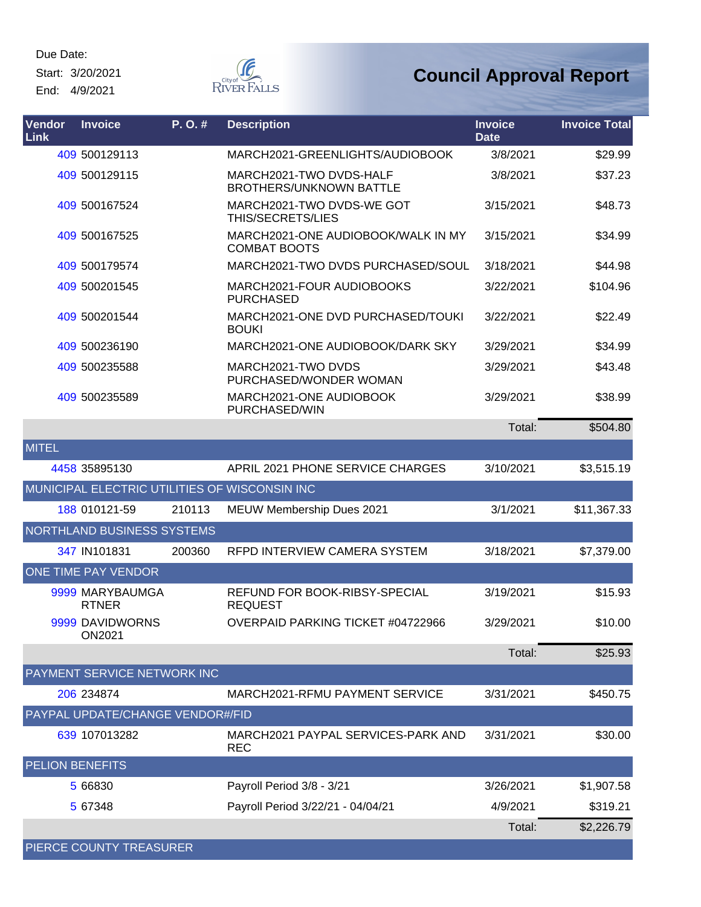Due Date:
Start: 3/20/2021
End: 4/9/2021

# Council Approval Report

| Vendor Link | Invoice | P. O. # | Description | Invoice Date | Invoice Total |
|---|---|---|---|---|---|
| 409 | 500129113 | | MARCH2021-GREENLIGHTS/AUDIOBOOK | 3/8/2021 | $29.99 |
| 409 | 500129115 | | MARCH2021-TWO DVDS-HALF BROTHERS/UNKNOWN BATTLE | 3/8/2021 | $37.23 |
| 409 | 500167524 | | MARCH2021-TWO DVDS-WE GOT THIS/SECRETS/LIES | 3/15/2021 | $48.73 |
| 409 | 500167525 | | MARCH2021-ONE AUDIOBOOK/WALK IN MY COMBAT BOOTS | 3/15/2021 | $34.99 |
| 409 | 500179574 | | MARCH2021-TWO DVDS PURCHASED/SOUL | 3/18/2021 | $44.98 |
| 409 | 500201545 | | MARCH2021-FOUR AUDIOBOOKS PURCHASED | 3/22/2021 | $104.96 |
| 409 | 500201544 | | MARCH2021-ONE DVD PURCHASED/TOUKI BOUKI | 3/22/2021 | $22.49 |
| 409 | 500236190 | | MARCH2021-ONE AUDIOBOOK/DARK SKY | 3/29/2021 | $34.99 |
| 409 | 500235588 | | MARCH2021-TWO DVDS PURCHASED/WONDER WOMAN | 3/29/2021 | $43.48 |
| 409 | 500235589 | | MARCH2021-ONE AUDIOBOOK PURCHASED/WIN | 3/29/2021 | $38.99 |
| | | | | Total: | $504.80 |
| MITEL | | | | | |
| 4458 | 35895130 | | APRIL 2021 PHONE SERVICE CHARGES | 3/10/2021 | $3,515.19 |
| MUNICIPAL ELECTRIC UTILITIES OF WISCONSIN INC | | | | | |
| 188 | 010121-59 | 210113 | MEUW Membership Dues 2021 | 3/1/2021 | $11,367.33 |
| NORTHLAND BUSINESS SYSTEMS | | | | | |
| 347 | IN101831 | 200360 | RFPD INTERVIEW CAMERA SYSTEM | 3/18/2021 | $7,379.00 |
| ONE TIME PAY VENDOR | | | | | |
| 9999 | MARYBAUMGARTNER | | REFUND FOR BOOK-RIBSY-SPECIAL REQUEST | 3/19/2021 | $15.93 |
| 9999 | DAVIDWORNSON2021 | | OVERPAID PARKING TICKET #04722966 | 3/29/2021 | $10.00 |
| | | | | Total: | $25.93 |
| PAYMENT SERVICE NETWORK INC | | | | | |
| 206 | 234874 | | MARCH2021-RFMU PAYMENT SERVICE | 3/31/2021 | $450.75 |
| PAYPAL UPDATE/CHANGE VENDOR#/FID | | | | | |
| 639 | 107013282 | | MARCH2021 PAYPAL SERVICES-PARK AND REC | 3/31/2021 | $30.00 |
| PELION BENEFITS | | | | | |
| 5 | 66830 | | Payroll Period 3/8 - 3/21 | 3/26/2021 | $1,907.58 |
| 5 | 67348 | | Payroll Period 3/22/21 - 04/04/21 | 4/9/2021 | $319.21 |
| | | | | Total: | $2,226.79 |
| PIERCE COUNTY TREASURER | | | | | |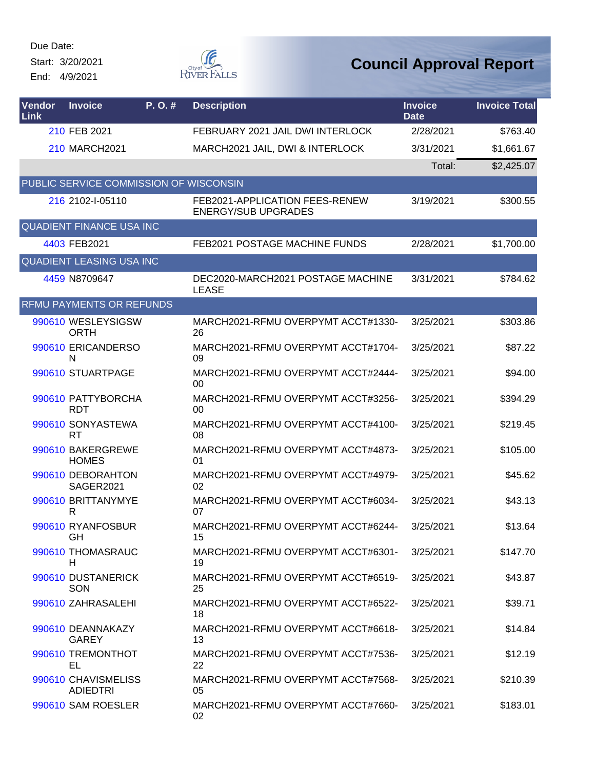Due Date:

Start: 3/20/2021

End: 4/9/2021

# Council Approval Report

| Vendor Link | Invoice | P. O. # | Description | Invoice Date | Invoice Total |
|---|---|---|---|---|---|
| 210 | FEB 2021 | | FEBRUARY 2021 JAIL DWI INTERLOCK | 2/28/2021 | $763.40 |
| 210 | MARCH2021 | | MARCH2021 JAIL, DWI & INTERLOCK | 3/31/2021 | $1,661.67 |
| | | | | Total: | $2,425.07 |
| PUBLIC SERVICE COMMISSION OF WISCONSIN | | | | | |
| 216 | 2102-I-05110 | | FEB2021-APPLICATION FEES-RENEW ENERGY/SUB UPGRADES | 3/19/2021 | $300.55 |
| QUADIENT FINANCE USA INC | | | | | |
| 4403 | FEB2021 | | FEB2021 POSTAGE MACHINE FUNDS | 2/28/2021 | $1,700.00 |
| QUADIENT LEASING USA INC | | | | | |
| 4459 | N8709647 | | DEC2020-MARCH2021 POSTAGE MACHINE LEASE | 3/31/2021 | $784.62 |
| RFMU PAYMENTS OR REFUNDS | | | | | |
| 990610 | WESLEYSIGSWORTH | | MARCH2021-RFMU OVERPYMT ACCT#1330-26 | 3/25/2021 | $303.86 |
| 990610 | ERICANDERSON | | MARCH2021-RFMU OVERPYMT ACCT#1704-09 | 3/25/2021 | $87.22 |
| 990610 | STUARTPAGE | | MARCH2021-RFMU OVERPYMT ACCT#2444-00 | 3/25/2021 | $94.00 |
| 990610 | PATTYBORCHARDT | | MARCH2021-RFMU OVERPYMT ACCT#3256-00 | 3/25/2021 | $394.29 |
| 990610 | SONYASTEWART | | MARCH2021-RFMU OVERPYMT ACCT#4100-08 | 3/25/2021 | $219.45 |
| 990610 | BAKERGREWEHOMES | | MARCH2021-RFMU OVERPYMT ACCT#4873-01 | 3/25/2021 | $105.00 |
| 990610 | DEBORAHTONSAGER2021 | | MARCH2021-RFMU OVERPYMT ACCT#4979-02 | 3/25/2021 | $45.62 |
| 990610 | BRITTANYMYER | | MARCH2021-RFMU OVERPYMT ACCT#6034-07 | 3/25/2021 | $43.13 |
| 990610 | RYANFOSBURGH | | MARCH2021-RFMU OVERPYMT ACCT#6244-15 | 3/25/2021 | $13.64 |
| 990610 | THOMASRAUCH | | MARCH2021-RFMU OVERPYMT ACCT#6301-19 | 3/25/2021 | $147.70 |
| 990610 | DUSTANERICKSON | | MARCH2021-RFMU OVERPYMT ACCT#6519-25 | 3/25/2021 | $43.87 |
| 990610 | ZAHRASALEHI | | MARCH2021-RFMU OVERPYMT ACCT#6522-18 | 3/25/2021 | $39.71 |
| 990610 | DEANNAKAZYGAREY | | MARCH2021-RFMU OVERPYMT ACCT#6618-13 | 3/25/2021 | $14.84 |
| 990610 | TREMONTHOTEL | | MARCH2021-RFMU OVERPYMT ACCT#7536-22 | 3/25/2021 | $12.19 |
| 990610 | CHAVISMELISSADIEDTRI | | MARCH2021-RFMU OVERPYMT ACCT#7568-05 | 3/25/2021 | $210.39 |
| 990610 | SAM ROESLER | | MARCH2021-RFMU OVERPYMT ACCT#7660-02 | 3/25/2021 | $183.01 |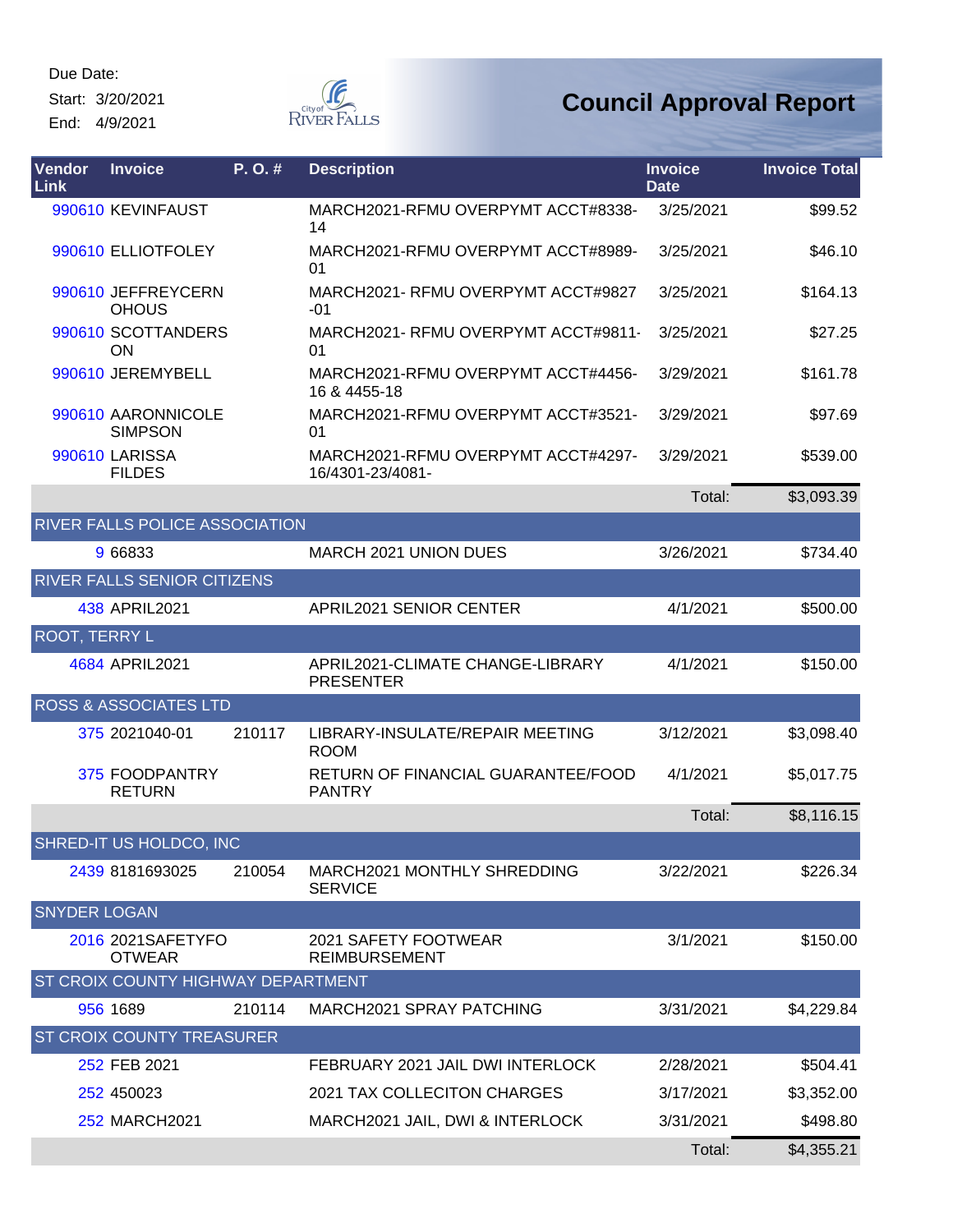Due Date:
Start: 3/20/2021
End: 4/9/2021

City of River Falls

# Council Approval Report

| Vendor Link | Invoice | P. O. # | Description | Invoice Date | Invoice Total |
|---|---|---|---|---|---|
| 990610 | KEVINFAUST | | MARCH2021-RFMU OVERPYMT ACCT#8338-14 | 3/25/2021 | $99.52 |
| 990610 | ELLIOTFOLEY | | MARCH2021-RFMU OVERPYMT ACCT#8989-01 | 3/25/2021 | $46.10 |
| 990610 | JEFFREYCERNOHOUS | | MARCH2021- RFMU OVERPYMT ACCT#9827-01 | 3/25/2021 | $164.13 |
| 990610 | SCOTTANDERSON | | MARCH2021- RFMU OVERPYMT ACCT#9811-01 | 3/25/2021 | $27.25 |
| 990610 | JEREMYBELL | | MARCH2021-RFMU OVERPYMT ACCT#4456-16 & 4455-18 | 3/29/2021 | $161.78 |
| 990610 | AARONNICOLE SIMPSON | | MARCH2021-RFMU OVERPYMT ACCT#3521-01 | 3/29/2021 | $97.69 |
| 990610 | LARISSA FILDES | | MARCH2021-RFMU OVERPYMT ACCT#4297-16/4301-23/4081- | 3/29/2021 | $539.00 |
| | | | | Total: | $3,093.39 |
| RIVER FALLS POLICE ASSOCIATION | | | | | |
| 9 | 66833 | | MARCH 2021 UNION DUES | 3/26/2021 | $734.40 |
| RIVER FALLS SENIOR CITIZENS | | | | | |
| 438 | APRIL2021 | | APRIL2021 SENIOR CENTER | 4/1/2021 | $500.00 |
| ROOT, TERRY L | | | | | |
| 4684 | APRIL2021 | | APRIL2021-CLIMATE CHANGE-LIBRARY PRESENTER | 4/1/2021 | $150.00 |
| ROSS & ASSOCIATES LTD | | | | | |
| 375 | 2021040-01 | 210117 | LIBRARY-INSULATE/REPAIR MEETING ROOM | 3/12/2021 | $3,098.40 |
| 375 | FOODPANTRY RETURN | | RETURN OF FINANCIAL GUARANTEE/FOOD PANTRY | 4/1/2021 | $5,017.75 |
| | | | | Total: | $8,116.15 |
| SHRED-IT US HOLDCO, INC | | | | | |
| 2439 | 8181693025 | 210054 | MARCH2021 MONTHLY SHREDDING SERVICE | 3/22/2021 | $226.34 |
| SNYDER LOGAN | | | | | |
| 2016 | 2021SAFETYFOOTWEAR | | 2021 SAFETY FOOTWEAR REIMBURSEMENT | 3/1/2021 | $150.00 |
| ST CROIX COUNTY HIGHWAY DEPARTMENT | | | | | |
| 956 | 1689 | 210114 | MARCH2021 SPRAY PATCHING | 3/31/2021 | $4,229.84 |
| ST CROIX COUNTY TREASURER | | | | | |
| 252 | FEB 2021 | | FEBRUARY 2021 JAIL DWI INTERLOCK | 2/28/2021 | $504.41 |
| 252 | 450023 | | 2021 TAX COLLECITON CHARGES | 3/17/2021 | $3,352.00 |
| 252 | MARCH2021 | | MARCH2021 JAIL, DWI & INTERLOCK | 3/31/2021 | $498.80 |
| | | | | Total: | $4,355.21 |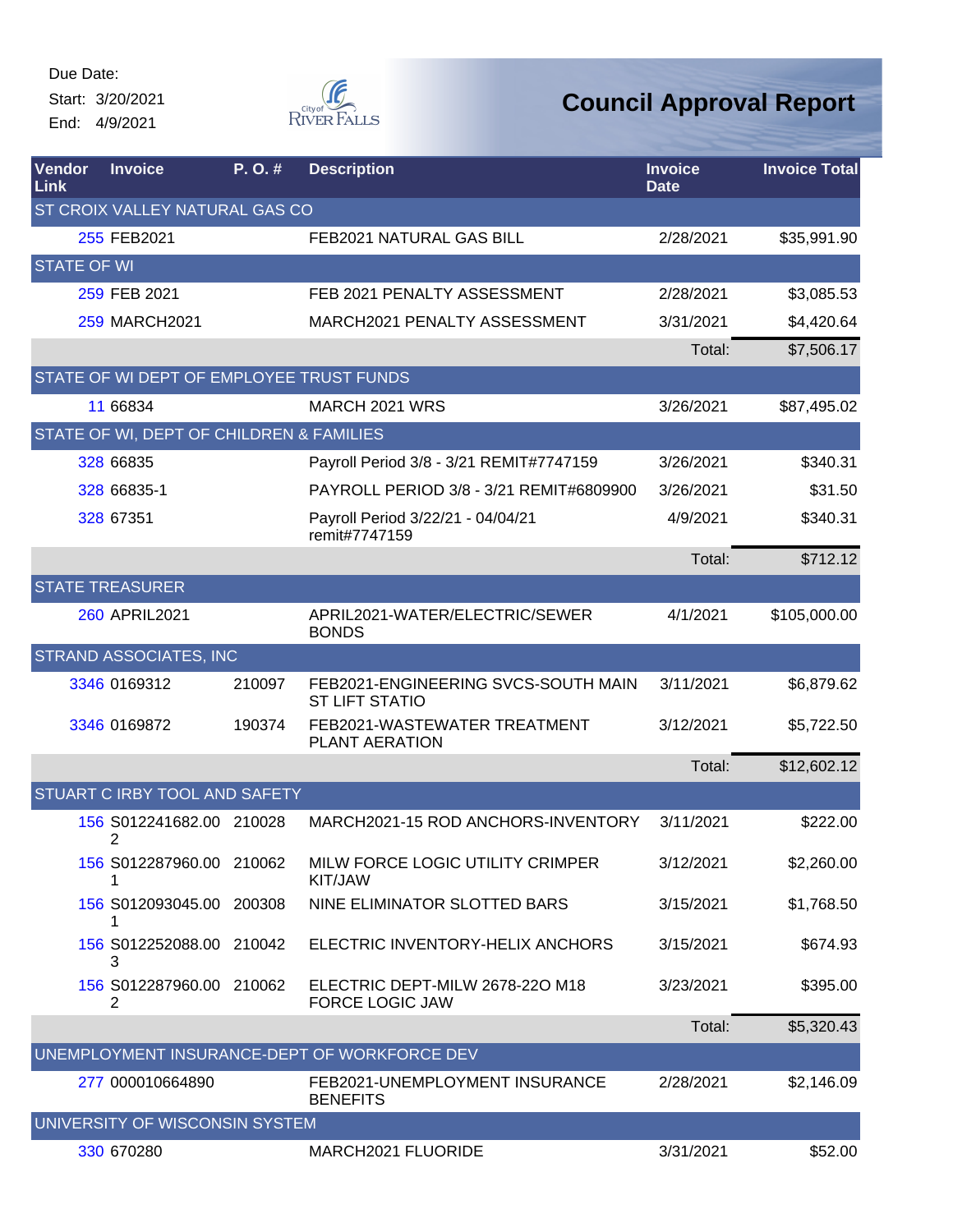Due Date:
Start: 3/20/2021
End: 4/9/2021

# Council Approval Report

| Vendor Link | Invoice | P. O. # | Description | Invoice Date | Invoice Total |
|---|---|---|---|---|---|
| ST CROIX VALLEY NATURAL GAS CO | | | | | |
| 255 | FEB2021 | | FEB2021 NATURAL GAS BILL | 2/28/2021 | $35,991.90 |
| STATE OF WI | | | | | |
| 259 | FEB 2021 | | FEB 2021 PENALTY ASSESSMENT | 2/28/2021 | $3,085.53 |
| 259 | MARCH2021 | | MARCH2021 PENALTY ASSESSMENT | 3/31/2021 | $4,420.64 |
| | | | | Total: | $7,506.17 |
| STATE OF WI DEPT OF EMPLOYEE TRUST FUNDS | | | | | |
| 11 | 66834 | | MARCH 2021 WRS | 3/26/2021 | $87,495.02 |
| STATE OF WI, DEPT OF CHILDREN & FAMILIES | | | | | |
| 328 | 66835 | | Payroll Period 3/8 - 3/21 REMIT#7747159 | 3/26/2021 | $340.31 |
| 328 | 66835-1 | | PAYROLL PERIOD 3/8 - 3/21 REMIT#6809900 | 3/26/2021 | $31.50 |
| 328 | 67351 | | Payroll Period 3/22/21 - 04/04/21 remit#7747159 | 4/9/2021 | $340.31 |
| | | | | Total: | $712.12 |
| STATE TREASURER | | | | | |
| 260 | APRIL2021 | | APRIL2021-WATER/ELECTRIC/SEWER BONDS | 4/1/2021 | $105,000.00 |
| STRAND ASSOCIATES, INC | | | | | |
| 3346 | 0169312 | 210097 | FEB2021-ENGINEERING SVCS-SOUTH MAIN ST LIFT STATIO | 3/11/2021 | $6,879.62 |
| 3346 | 0169872 | 190374 | FEB2021-WASTEWATER TREATMENT PLANT AERATION | 3/12/2021 | $5,722.50 |
| | | | | Total: | $12,602.12 |
| STUART C IRBY TOOL AND SAFETY | | | | | |
| 156 | S012241682.002 | 210028 | MARCH2021-15 ROD ANCHORS-INVENTORY | 3/11/2021 | $222.00 |
| 156 | S012287960.001 | 210062 | MILW FORCE LOGIC UTILITY CRIMPER KIT/JAW | 3/12/2021 | $2,260.00 |
| 156 | S012093045.001 | 200308 | NINE ELIMINATOR SLOTTED BARS | 3/15/2021 | $1,768.50 |
| 156 | S012252088.003 | 210042 | ELECTRIC INVENTORY-HELIX ANCHORS | 3/15/2021 | $674.93 |
| 156 | S012287960.002 | 210062 | ELECTRIC DEPT-MILW 2678-22O M18 FORCE LOGIC JAW | 3/23/2021 | $395.00 |
| | | | | Total: | $5,320.43 |
| UNEMPLOYMENT INSURANCE-DEPT OF WORKFORCE DEV | | | | | |
| 277 | 000010664890 | | FEB2021-UNEMPLOYMENT INSURANCE BENEFITS | 2/28/2021 | $2,146.09 |
| UNIVERSITY OF WISCONSIN SYSTEM | | | | | |
| 330 | 670280 | | MARCH2021 FLUORIDE | 3/31/2021 | $52.00 |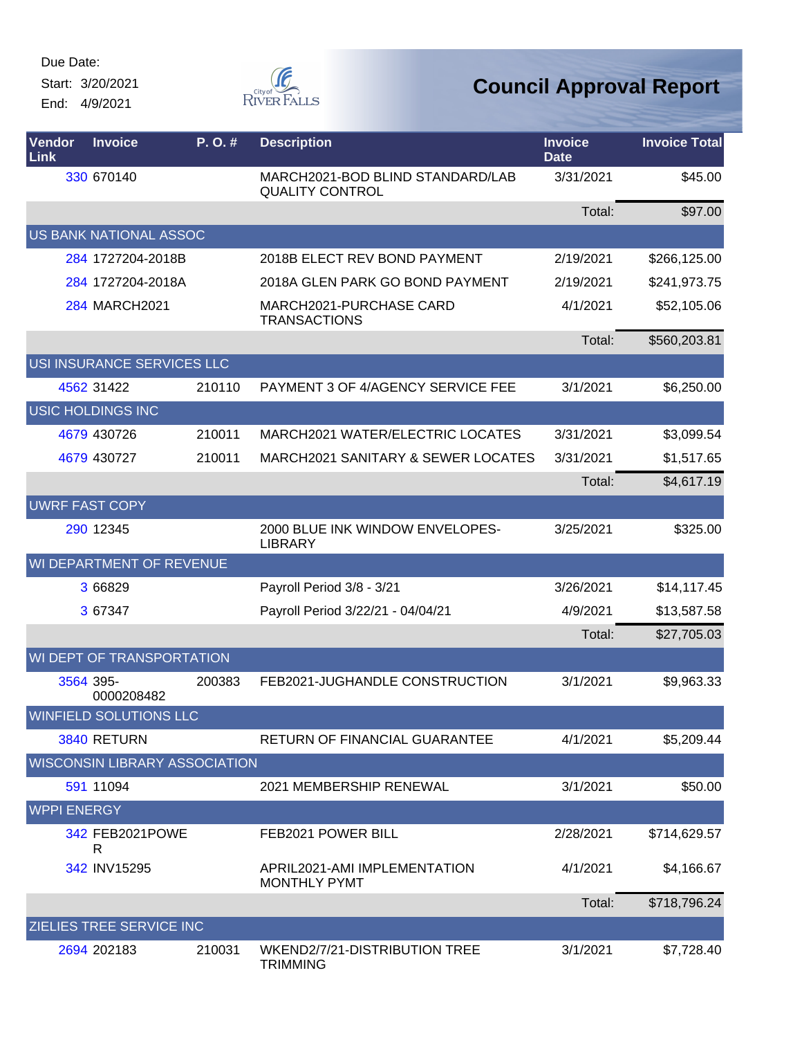Due Date:
Start: 3/20/2021
End: 4/9/2021

City of River Falls

# Council Approval Report

| Vendor Link | Invoice | P. O. # | Description | Invoice Date | Invoice Total |
|---|---|---|---|---|---|
| 330 | 670140 | | MARCH2021-BOD BLIND STANDARD/LAB QUALITY CONTROL | 3/31/2021 | $45.00 |
| | | | | Total: | $97.00 |
| **US BANK NATIONAL ASSOC** | | | | | |
| 284 | 1727204-2018B | | 2018B ELECT REV BOND PAYMENT | 2/19/2021 | $266,125.00 |
| 284 | 1727204-2018A | | 2018A GLEN PARK GO BOND PAYMENT | 2/19/2021 | $241,973.75 |
| 284 | MARCH2021 | | MARCH2021-PURCHASE CARD TRANSACTIONS | 4/1/2021 | $52,105.06 |
| | | | | Total: | $560,203.81 |
| **USI INSURANCE SERVICES LLC** | | | | | |
| 4562 | 31422 | 210110 | PAYMENT 3 OF 4/AGENCY SERVICE FEE | 3/1/2021 | $6,250.00 |
| **USIC HOLDINGS INC** | | | | | |
| 4679 | 430726 | 210011 | MARCH2021 WATER/ELECTRIC LOCATES | 3/31/2021 | $3,099.54 |
| 4679 | 430727 | 210011 | MARCH2021 SANITARY & SEWER LOCATES | 3/31/2021 | $1,517.65 |
| | | | | Total: | $4,617.19 |
| **UWRF FAST COPY** | | | | | |
| 290 | 12345 | | 2000 BLUE INK WINDOW ENVELOPES-LIBRARY | 3/25/2021 | $325.00 |
| **WI DEPARTMENT OF REVENUE** | | | | | |
| 3 | 66829 | | Payroll Period 3/8 - 3/21 | 3/26/2021 | $14,117.45 |
| 3 | 67347 | | Payroll Period 3/22/21 - 04/04/21 | 4/9/2021 | $13,587.58 |
| | | | | Total: | $27,705.03 |
| **WI DEPT OF TRANSPORTATION** | | | | | |
| 3564 | 395-0000208482 | 200383 | FEB2021-JUGHANDLE CONSTRUCTION | 3/1/2021 | $9,963.33 |
| **WINFIELD SOLUTIONS LLC** | | | | | |
| 3840 | RETURN | | RETURN OF FINANCIAL GUARANTEE | 4/1/2021 | $5,209.44 |
| **WISCONSIN LIBRARY ASSOCIATION** | | | | | |
| 591 | 11094 | | 2021 MEMBERSHIP RENEWAL | 3/1/2021 | $50.00 |
| **WPPI ENERGY** | | | | | |
| 342 | FEB2021POWER | | FEB2021 POWER BILL | 2/28/2021 | $714,629.57 |
| 342 | INV15295 | | APRIL2021-AMI IMPLEMENTATION MONTHLY PYMT | 4/1/2021 | $4,166.67 |
| | | | | Total: | $718,796.24 |
| **ZIELIES TREE SERVICE INC** | | | | | |
| 2694 | 202183 | 210031 | WKEND2/7/21-DISTRIBUTION TREE TRIMMING | 3/1/2021 | $7,728.40 |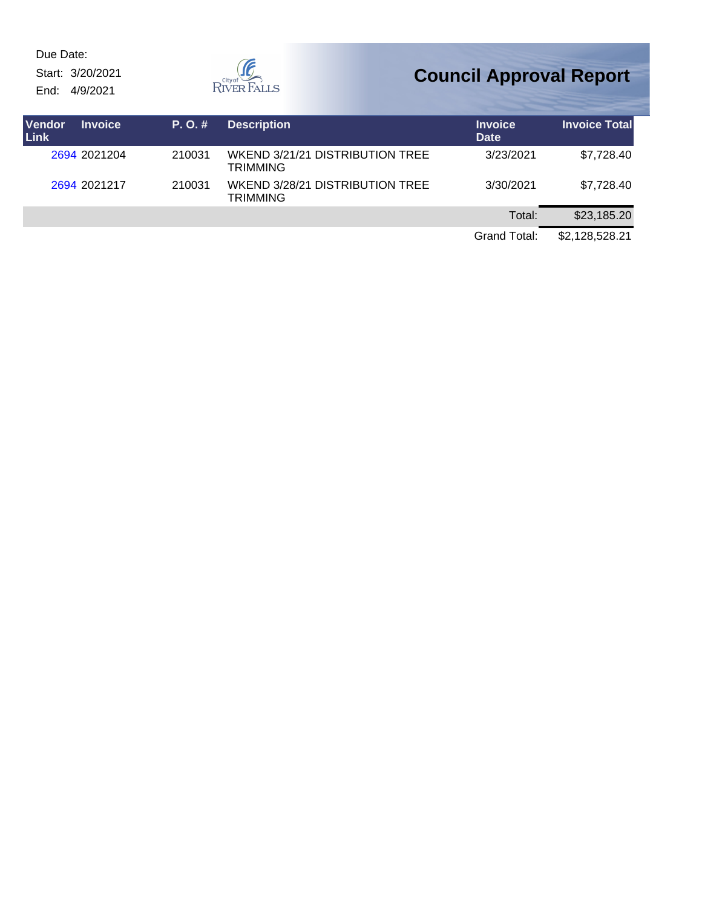Due Date:

Start: 3/20/2021

End: 4/9/2021

# Council Approval Report

| Vendor Link | Invoice | P. O. # | Description | Invoice Date | Invoice Total |
|---|---|---|---|---|---|
| 2694 | 2021204 | 210031 | WKEND 3/21/21 DISTRIBUTION TREE TRIMMING | 3/23/2021 | $7,728.40 |
| 2694 | 2021217 | 210031 | WKEND 3/28/21 DISTRIBUTION TREE TRIMMING | 3/30/2021 | $7,728.40 |
| | | | | Total: | $23,185.20 |
| | | | | Grand Total: | $2,128,528.21 |